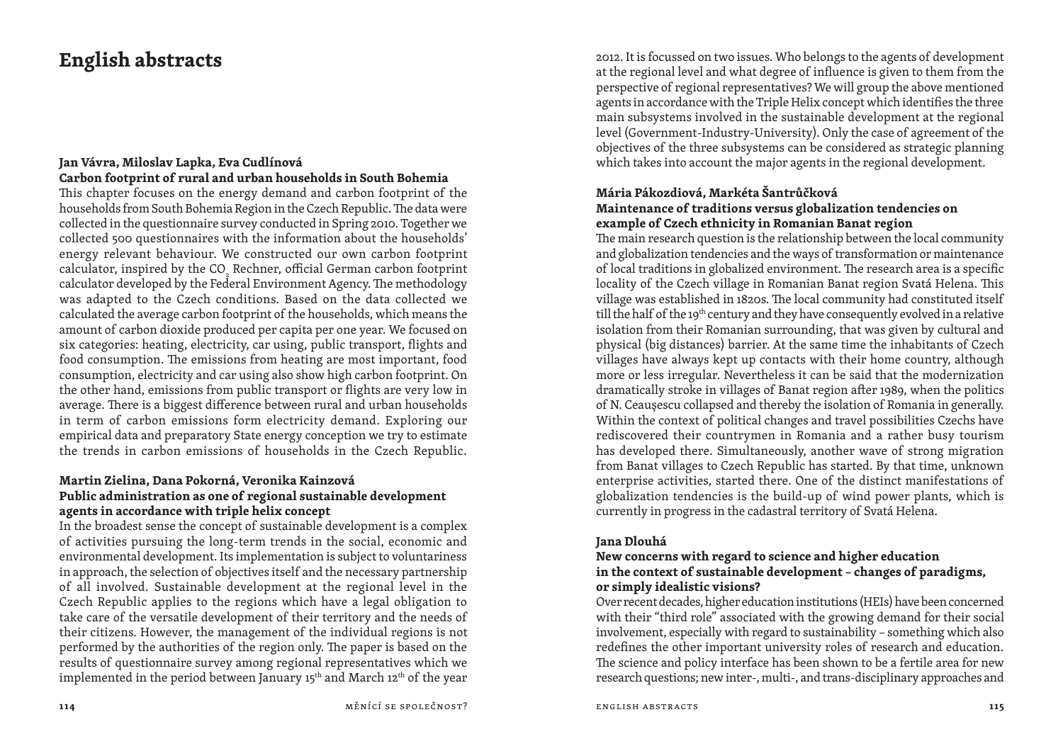# English abstracts

**Jan Vávra, Miloslav Lapka, Eva Cudlínová**
**Carbon footprint of rural and urban households in South Bohemia**

This chapter focuses on the energy demand and carbon footprint of the households from South Bohemia Region in the Czech Republic. The data were collected in the questionnaire survey conducted in Spring 2010. Together we collected 500 questionnaires with the information about the households' energy relevant behaviour. We constructed our own carbon footprint calculator, inspired by the $CO_2$ Rechner, official German carbon footprint calculator developed by the Federal Environment Agency. The methodology was adapted to the Czech conditions. Based on the data collected we calculated the average carbon footprint of the households, which means the amount of carbon dioxide produced per capita per one year. We focused on six categories: heating, electricity, car using, public transport, flights and food consumption. The emissions from heating are most important, food consumption, electricity and car using also show high carbon footprint. On the other hand, emissions from public transport or flights are very low in average. There is a biggest difference between rural and urban households in term of carbon emissions form electricity demand. Exploring our empirical data and preparatory State energy conception we try to estimate the trends in carbon emissions of households in the Czech Republic.

**Martin Zielina, Dana Pokorná, Veronika Kainzová**
**Public administration as one of regional sustainable development agents in accordance with triple helix concept**

In the broadest sense the concept of sustainable development is a complex of activities pursuing the long-term trends in the social, economic and environmental development. Its implementation is subject to voluntariness in approach, the selection of objectives itself and the necessary partnership of all involved. Sustainable development at the regional level in the Czech Republic applies to the regions which have a legal obligation to take care of the versatile development of their territory and the needs of their citizens. However, the management of the individual regions is not performed by the authorities of the region only. The paper is based on the results of questionnaire survey among regional representatives which we implemented in the period between January 15th and March 12th of the year 2012. It is focussed on two issues. Who belongs to the agents of development at the regional level and what degree of influence is given to them from the perspective of regional representatives? We will group the above mentioned agents in accordance with the Triple Helix concept which identifies the three main subsystems involved in the sustainable development at the regional level (Government-Industry-University). Only the case of agreement of the objectives of the three subsystems can be considered as strategic planning which takes into account the major agents in the regional development.

**Mária Pákozdiová, Markéta Šantrůčková**
**Maintenance of traditions versus globalization tendencies on example of Czech ethnicity in Romanian Banat region**

The main research question is the relationship between the local community and globalization tendencies and the ways of transformation or maintenance of local traditions in globalized environment. The research area is a specific locality of the Czech village in Romanian Banat region Svatá Helena. This village was established in 1820s. The local community had constituted itself till the half of the 19th century and they have consequently evolved in a relative isolation from their Romanian surrounding, that was given by cultural and physical (big distances) barrier. At the same time the inhabitants of Czech villages have always kept up contacts with their home country, although more or less irregular. Nevertheless it can be said that the modernization dramatically stroke in villages of Banat region after 1989, when the politics of N. Ceaușescu collapsed and thereby the isolation of Romania in generally. Within the context of political changes and travel possibilities Czechs have rediscovered their countrymen in Romania and a rather busy tourism has developed there. Simultaneously, another wave of strong migration from Banat villages to Czech Republic has started. By that time, unknown enterprise activities, started there. One of the distinct manifestations of globalization tendencies is the build-up of wind power plants, which is currently in progress in the cadastral territory of Svatá Helena.

**Jana Dlouhá**
**New concerns with regard to science and higher education in the context of sustainable development – changes of paradigms, or simply idealistic visions?**

Over recent decades, higher education institutions (HEIs) have been concerned with their "third role" associated with the growing demand for their social involvement, especially with regard to sustainability – something which also redefines the other important university roles of research and education. The science and policy interface has been shown to be a fertile area for new research questions; new inter-, multi-, and trans-disciplinary approaches and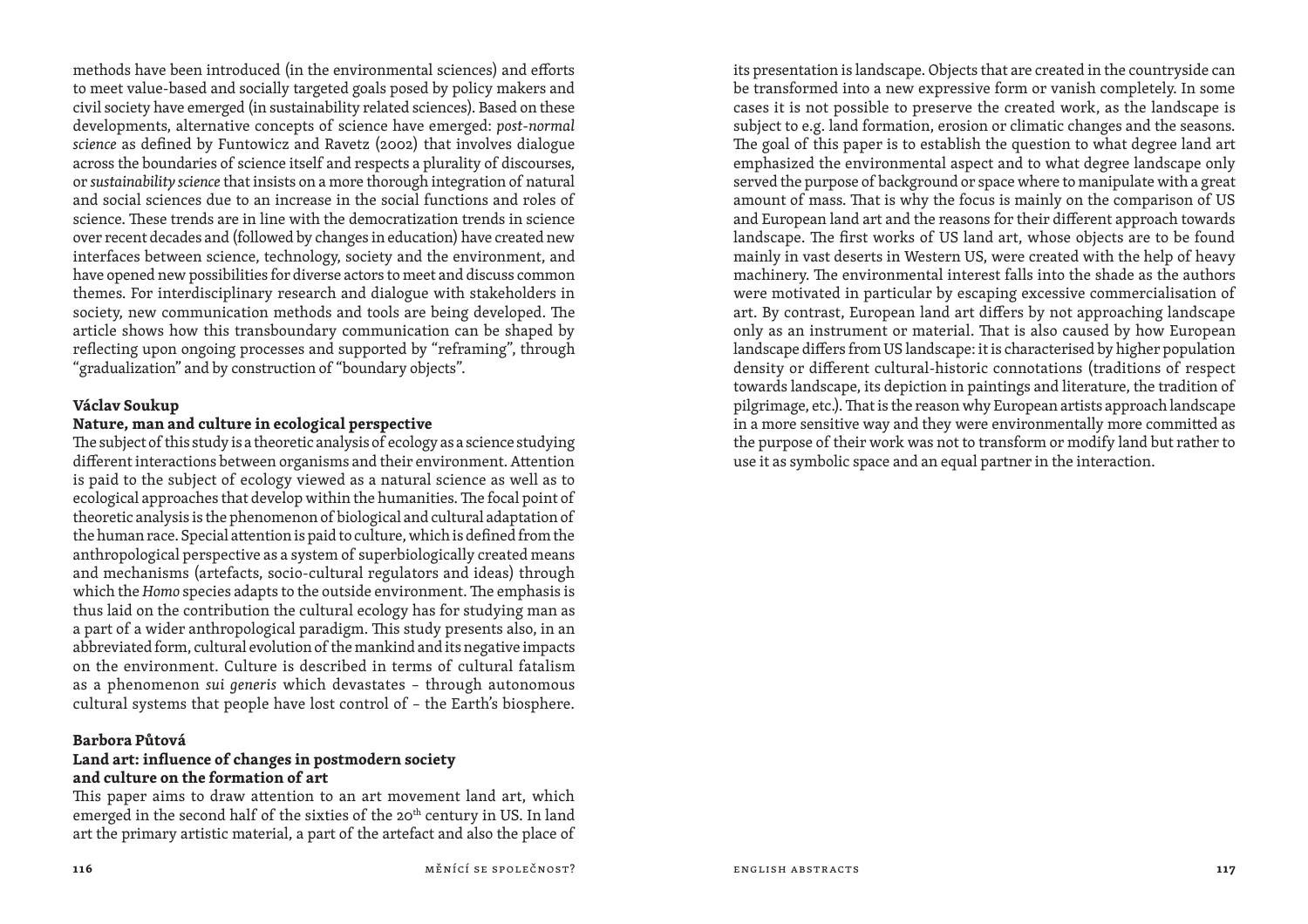methods have been introduced (in the environmental sciences) and efforts to meet value-based and socially targeted goals posed by policy makers and civil society have emerged (in sustainability related sciences). Based on these developments, alternative concepts of science have emerged: *post-normal science* as defined by Funtowicz and Ravetz (2002) that involves dialogue across the boundaries of science itself and respects a plurality of discourses, or *sustainability science* that insists on a more thorough integration of natural and social sciences due to an increase in the social functions and roles of science. These trends are in line with the democratization trends in science over recent decades and (followed by changes in education) have created new interfaces between science, technology, society and the environment, and have opened new possibilities for diverse actors to meet and discuss common themes. For interdisciplinary research and dialogue with stakeholders in society, new communication methods and tools are being developed. The article shows how this transboundary communication can be shaped by reflecting upon ongoing processes and supported by "reframing", through "gradualization" and by construction of "boundary objects".

**Václav Soukup**

**Nature, man and culture in ecological perspective**

The subject of this study is a theoretic analysis of ecology as a science studying different interactions between organisms and their environment. Attention is paid to the subject of ecology viewed as a natural science as well as to ecological approaches that develop within the humanities. The focal point of theoretic analysis is the phenomenon of biological and cultural adaptation of the human race. Special attention is paid to culture, which is defined from the anthropological perspective as a system of superbiologically created means and mechanisms (artefacts, socio-cultural regulators and ideas) through which the *Homo* species adapts to the outside environment. The emphasis is thus laid on the contribution the cultural ecology has for studying man as a part of a wider anthropological paradigm. This study presents also, in an abbreviated form, cultural evolution of the mankind and its negative impacts on the environment. Culture is described in terms of cultural fatalism as a phenomenon *sui generis* which devastates – through autonomous cultural systems that people have lost control of – the Earth's biosphere.

**Barbora Půtová**

**Land art: influence of changes in postmodern society and culture on the formation of art**

This paper aims to draw attention to an art movement land art, which emerged in the second half of the sixties of the 20th century in US. In land art the primary artistic material, a part of the artefact and also the place of its presentation is landscape. Objects that are created in the countryside can be transformed into a new expressive form or vanish completely. In some cases it is not possible to preserve the created work, as the landscape is subject to e.g. land formation, erosion or climatic changes and the seasons. The goal of this paper is to establish the question to what degree land art emphasized the environmental aspect and to what degree landscape only served the purpose of background or space where to manipulate with a great amount of mass. That is why the focus is mainly on the comparison of US and European land art and the reasons for their different approach towards landscape. The first works of US land art, whose objects are to be found mainly in vast deserts in Western US, were created with the help of heavy machinery. The environmental interest falls into the shade as the authors were motivated in particular by escaping excessive commercialisation of art. By contrast, European land art differs by not approaching landscape only as an instrument or material. That is also caused by how European landscape differs from US landscape: it is characterised by higher population density or different cultural-historic connotations (traditions of respect towards landscape, its depiction in paintings and literature, the tradition of pilgrimage, etc.). That is the reason why European artists approach landscape in a more sensitive way and they were environmentally more committed as the purpose of their work was not to transform or modify land but rather to use it as symbolic space and an equal partner in the interaction.